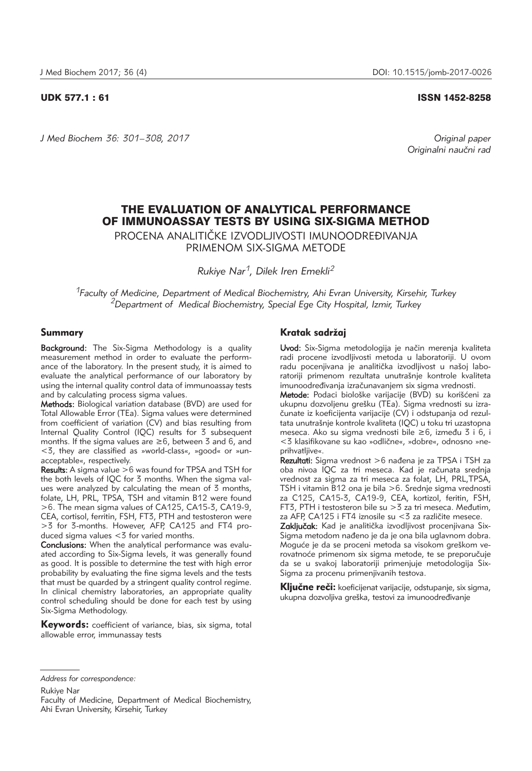UDK 577.1 : 61 ISSN 1452-8258

Original paper
Originalni naučni rad

# THE EVALUATION OF ANALYTICAL PERFORMANCE OF IMMUNOASSAY TESTS BY USING SIX-SIGMA METHOD

## PROCENA ANALITIČKE IZVODLJIVOSTI IMUNOODREĐIVANJA PRIMENOM SIX-SIGMA METODE

*Rukiye Nar[1], Dilek Iren Emekli[2]*

[1]*Faculty of Medicine, Department of Medical Biochemistry, Ahi Evran University, Kirsehir, Turkey*
[2]*Department of Medical Biochemistry, Special Ege City Hospital, Izmir, Turkey*

### Summary

**Background:** The Six-Sigma Methodology is a quality measurement method in order to evaluate the performance of the laboratory. In the present study, it is aimed to evaluate the analytical performance of our laboratory by using the internal quality control data of immunoassay tests and by calculating process sigma values.

**Methods:** Biological variation database (BVD) are used for Total Allowable Error (TEa). Sigma values were determined from coefficient of variation (CV) and bias resulting from Internal Quality Control (IQC) results for 3 subsequent months. If the sigma values are ≥6, between 3 and 6, and <3, they are classified as »world-class«, »good« or »unacceptable«, respectively.

**Results:** A sigma value >6 was found for TPSA and TSH for the both levels of IQC for 3 months. When the sigma values were analyzed by calculating the mean of 3 months, folate, LH, PRL, TPSA, TSH and vitamin B12 were found >6. The mean sigma values of CA125, CA15-3, CA19-9, CEA, cortisol, ferritin, FSH, FT3, PTH and testosteron were >3 for 3-months. However, AFP, CA125 and FT4 produced sigma values <3 for varied months.

**Conclusions:** When the analytical performance was evaluated according to Six-Sigma levels, it was generally found as good. It is possible to determine the test with high error probability by evaluating the fine sigma levels and the tests that must be quarded by a stringent quality control regime. In clinical chemistry laboratories, an appropriate quality control scheduling should be done for each test by using Six-Sigma Methodology.

**Keywords:** coefficient of variance, bias, six sigma, total allowable error, immunassay tests

### Kratak sadržaj

**Uvod:** Six-Sigma metodologija je način merenja kvaliteta radi procene izvodljivosti metoda u laboratoriji. U ovom radu pocenjivana je analitička izvodljivost u našoj laboratoriji primenom rezultata unutrašnje kontrole kvaliteta imunoodređivanja izračunavanjem six sigma vrednosti.

**Metode:** Podaci biološke varijacije (BVD) su korišćeni za ukupnu dozvoljenu grešku (TEa). Sigma vrednosti su izračunate iz koeficijenta varijacije (CV) i odstupanja od rezultata unutrašnje kontrole kvaliteta (IQC) u toku tri uzastopna meseca. Ako su sigma vrednosti bile ≥6, između 3 i 6, i <3 klasifikovane su kao »odlične«, »dobre«, odnosno »neprihvatljive«.

**Rezultati:** Sigma vrednost >6 nađena je za TPSA i TSH za oba nivoa IQC za tri meseca. Kad je računata srednja vrednost za sigma za tri meseca za folat, LH, PRL,TPSA, TSH i vitamin B12 ona je bila >6. Srednje sigma vrednosti za C125, CA15-3, CA19-9, CEA, kortizol, feritin, FSH, FT3, PTH i testosteron bile su >3 za tri meseca. Međutim, za AFP, CA125 i FT4 iznosile su <3 za različite mesece.

**Zaključak:** Kad je analitička izvodljivost procenjivana Six-Sigma metodom nađeno je da je ona bila uglavnom dobra. Moguće je da se proceni metoda sa visokom greškom verovatnoće primenom six sigma metode, te se preporučuje da se u svakoj laboratoriji primenjuje metodologija Six-Sigma za procenu primenjivanih testova.

**Ključne reči:** koeficijenat varijacije, odstupanje, six sigma, ukupna dozvoljiva greška, testovi za imunoodređivanje

*Address for correspondence:*

Rukiye Nar
Faculty of Medicine, Department of Medical Biochemistry, Ahi Evran University, Kirsehir, Turkey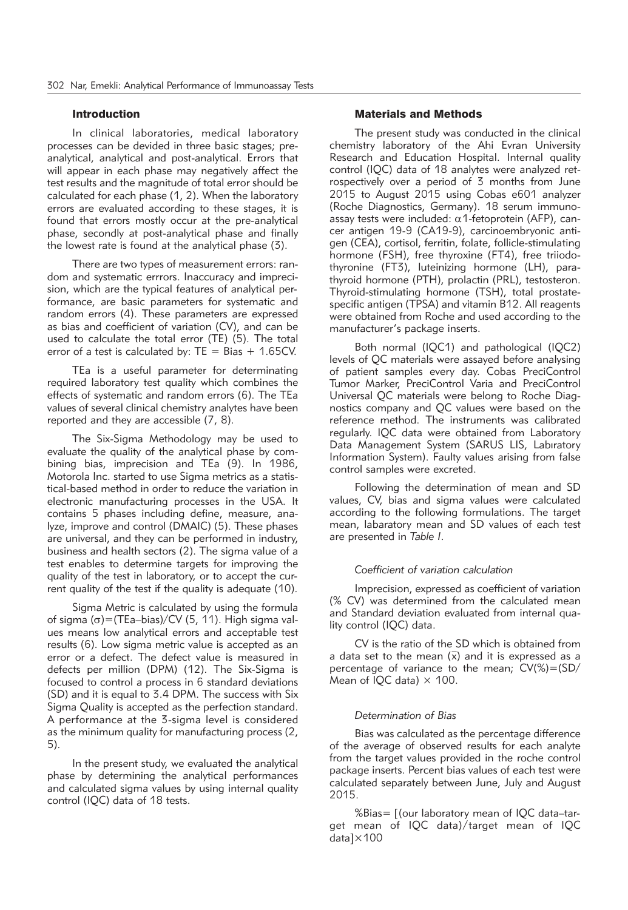## Introduction

In clinical laboratories, medical laboratory processes can be devided in three basic stages; pre-analytical, analytical and post-analytical. Errors that will appear in each phase may negatively affect the test results and the magnitude of total error should be calculated for each phase (1, 2). When the laboratory errors are evaluated according to these stages, it is found that errors mostly occur at the pre-analytical phase, secondly at post-analytical phase and finally the lowest rate is found at the analytical phase (3).

There are two types of measurement errors: random and systematic errrors. Inaccuracy and imprecision, which are the typical features of analytical performance, are basic parameters for systematic and random errors (4). These parameters are expressed as bias and coefficient of variation (CV), and can be used to calculate the total error (TE) (5). The total error of a test is calculated by: $TE = Bias + 1.65CV$.

TEa is a useful parameter for determinating required laboratory test quality which combines the effects of systematic and random errors (6). The TEa values of several clinical chemistry analytes have been reported and they are accessible (7, 8).

The Six-Sigma Methodology may be used to evaluate the quality of the analytical phase by combining bias, imprecision and TEa (9). In 1986, Motorola Inc. started to use Sigma metrics as a statistical-based method in order to reduce the variation in electronic manufacturing processes in the USA. It contains 5 phases including define, measure, analyze, improve and control (DMAIC) (5). These phases are universal, and they can be performed in industry, business and health sectors (2). The sigma value of a test enables to determine targets for improving the quality of the test in laboratory, or to accept the current quality of the test if the quality is adequate (10).

Sigma Metric is calculated by using the formula of sigma $(\sigma)=(TEa–bias)/CV$ (5, 11). High sigma values means low analytical errors and acceptable test results (6). Low sigma metric value is accepted as an error or a defect. The defect value is measured in defects per million (DPM) (12). The Six-Sigma is focused to control a process in 6 standard deviations (SD) and it is equal to 3.4 DPM. The success with Six Sigma Quality is accepted as the perfection standard. A performance at the 3-sigma level is considered as the minimum quality for manufacturing process (2, 5).

In the present study, we evaluated the analytical phase by determining the analytical performances and calculated sigma values by using internal quality control (IQC) data of 18 tests.

## Materials and Methods

The present study was conducted in the clinical chemistry laboratory of the Ahi Evran University Research and Education Hospital. Internal quality control (IQC) data of 18 analytes were analyzed retrospectively over a period of 3 months from June 2015 to August 2015 using Cobas e601 analyzer (Roche Diagnostics, Germany). 18 serum immunoassay tests were included: $\alpha$1-fetoprotein (AFP), cancer antigen 19-9 (CA19-9), carcinoembryonic antigen (CEA), cortisol, ferritin, folate, follicle-stimulating hormone (FSH), free thyroxine (FT4), free triiodothyronine (FT3), luteinizing hormone (LH), parathyroid hormone (PTH), prolactin (PRL), testosteron. Thyroid-stimulating hormone (TSH), total prostate-specific antigen (TPSA) and vitamin B12. All reagents were obtained from Roche and used according to the manufacturer's package inserts.

Both normal (IQC1) and pathological (IQC2) levels of QC materials were assayed before analysing of patient samples every day. Cobas PreciControl Tumor Marker, PreciControl Varia and PreciControl Universal QC materials were belong to Roche Diagnostics company and QC values were based on the reference method. The instruments was calibrated regularly. IQC data were obtained from Laboratory Data Management System (SARUS LIS, Labıratory Information System). Faulty values arising from false control samples were excreted.

Following the determination of mean and SD values, CV, bias and sigma values were calculated according to the following formulations. The target mean, labaratory mean and SD values of each test are presented in *Table I*.

### *Coefficient of variation calculation*

Imprecision, expressed as coefficient of variation (% CV) was determined from the calculated mean and Standard deviation evaluated from internal quality control (IQC) data.

CV is the ratio of the SD which is obtained from a data set to the mean ($\bar{x}$) and it is expressed as a percentage of variance to the mean; $CV(\%)=(SD/Mean\ of\ IQC\ data) \times 100$.

### *Determination of Bias*

Bias was calculated as the percentage difference of the average of observed results for each analyte from the target values provided in the roche control package inserts. Percent bias values of each test were calculated separately between June, July and August 2015.

$\%Bias= [(our\ laboratory\ mean\ of\ IQC\ data–target\ mean\ of\ IQC\ data)/target\ mean\ of\ IQC\ data]\times100$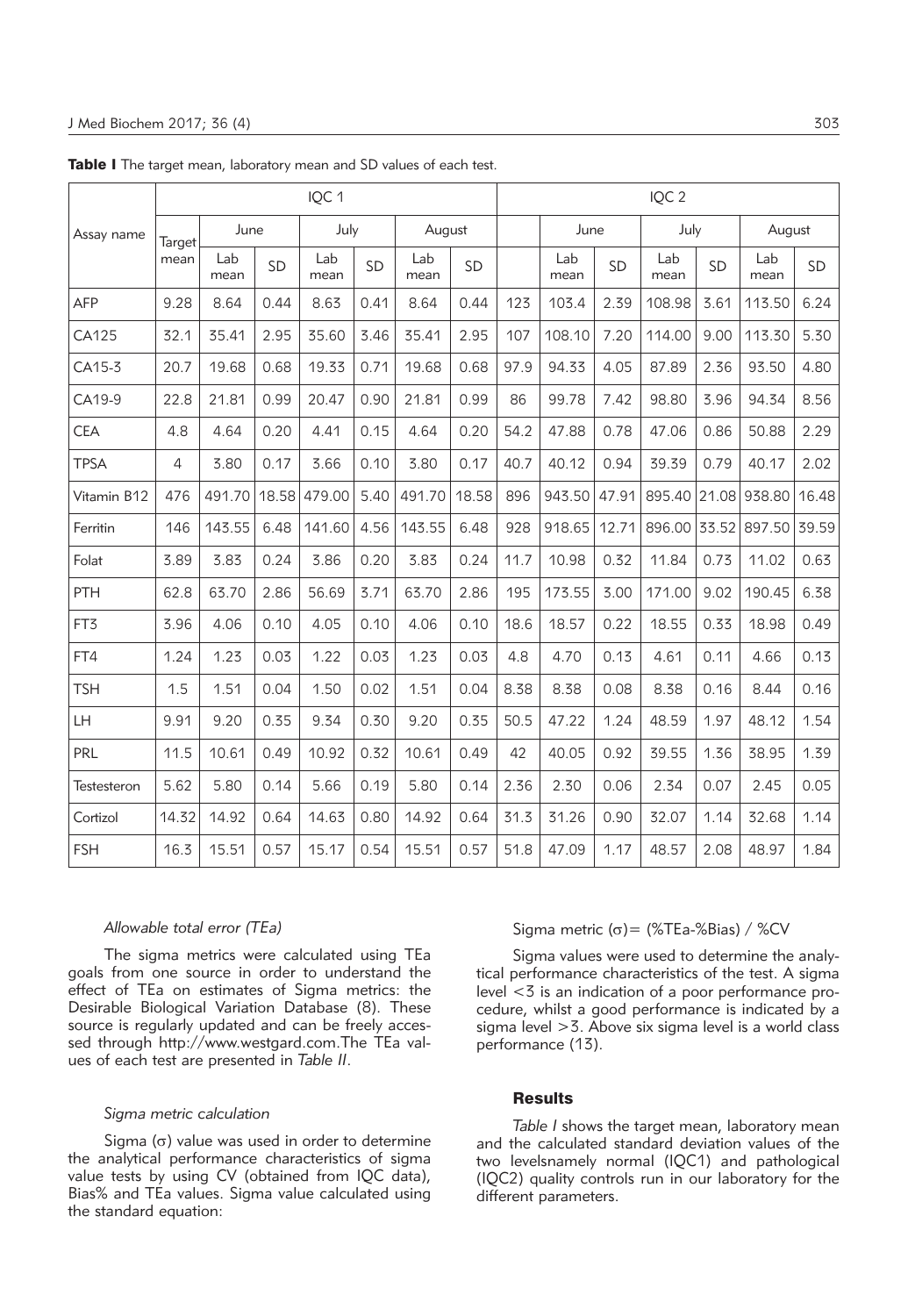**Table I** The target mean, laboratory mean and SD values of each test.

| Assay name | IQC 1 | | | | | | | IQC 2 | | | | | | |
|---|---|---|---|---|---|---|---|---|---|---|---|---|---|---|
| | Target mean | June | | July | | August | | | June | | July | | August | |
| | | Lab mean | SD | Lab mean | SD | Lab mean | SD | | Lab mean | SD | Lab mean | SD | Lab mean | SD |
| AFP | 9.28 | 8.64 | 0.44 | 8.63 | 0.41 | 8.64 | 0.44 | 123 | 103.4 | 2.39 | 108.98 | 3.61 | 113.50 | 6.24 |
| CA125 | 32.1 | 35.41 | 2.95 | 35.60 | 3.46 | 35.41 | 2.95 | 107 | 108.10 | 7.20 | 114.00 | 9.00 | 113.30 | 5.30 |
| CA15-3 | 20.7 | 19.68 | 0.68 | 19.33 | 0.71 | 19.68 | 0.68 | 97.9 | 94.33 | 4.05 | 87.89 | 2.36 | 93.50 | 4.80 |
| CA19-9 | 22.8 | 21.81 | 0.99 | 20.47 | 0.90 | 21.81 | 0.99 | 86 | 99.78 | 7.42 | 98.80 | 3.96 | 94.34 | 8.56 |
| CEA | 4.8 | 4.64 | 0.20 | 4.41 | 0.15 | 4.64 | 0.20 | 54.2 | 47.88 | 0.78 | 47.06 | 0.86 | 50.88 | 2.29 |
| TPSA | 4 | 3.80 | 0.17 | 3.66 | 0.10 | 3.80 | 0.17 | 40.7 | 40.12 | 0.94 | 39.39 | 0.79 | 40.17 | 2.02 |
| Vitamin B12 | 476 | 491.70 | 18.58 | 479.00 | 5.40 | 491.70 | 18.58 | 896 | 943.50 | 47.91 | 895.40 | 21.08 | 938.80 | 16.48 |
| Ferritin | 146 | 143.55 | 6.48 | 141.60 | 4.56 | 143.55 | 6.48 | 928 | 918.65 | 12.71 | 896.00 | 33.52 | 897.50 | 39.59 |
| Folat | 3.89 | 3.83 | 0.24 | 3.86 | 0.20 | 3.83 | 0.24 | 11.7 | 10.98 | 0.32 | 11.84 | 0.73 | 11.02 | 0.63 |
| PTH | 62.8 | 63.70 | 2.86 | 56.69 | 3.71 | 63.70 | 2.86 | 195 | 173.55 | 3.00 | 171.00 | 9.02 | 190.45 | 6.38 |
| FT3 | 3.96 | 4.06 | 0.10 | 4.05 | 0.10 | 4.06 | 0.10 | 18.6 | 18.57 | 0.22 | 18.55 | 0.33 | 18.98 | 0.49 |
| FT4 | 1.24 | 1.23 | 0.03 | 1.22 | 0.03 | 1.23 | 0.03 | 4.8 | 4.70 | 0.13 | 4.61 | 0.11 | 4.66 | 0.13 |
| TSH | 1.5 | 1.51 | 0.04 | 1.50 | 0.02 | 1.51 | 0.04 | 8.38 | 8.38 | 0.08 | 8.38 | 0.16 | 8.44 | 0.16 |
| LH | 9.91 | 9.20 | 0.35 | 9.34 | 0.30 | 9.20 | 0.35 | 50.5 | 47.22 | 1.24 | 48.59 | 1.97 | 48.12 | 1.54 |
| PRL | 11.5 | 10.61 | 0.49 | 10.92 | 0.32 | 10.61 | 0.49 | 42 | 40.05 | 0.92 | 39.55 | 1.36 | 38.95 | 1.39 |
| Testesteron | 5.62 | 5.80 | 0.14 | 5.66 | 0.19 | 5.80 | 0.14 | 2.36 | 2.30 | 0.06 | 2.34 | 0.07 | 2.45 | 0.05 |
| Cortizol | 14.32 | 14.92 | 0.64 | 14.63 | 0.80 | 14.92 | 0.64 | 31.3 | 31.26 | 0.90 | 32.07 | 1.14 | 32.68 | 1.14 |
| FSH | 16.3 | 15.51 | 0.57 | 15.17 | 0.54 | 15.51 | 0.57 | 51.8 | 47.09 | 1.17 | 48.57 | 2.08 | 48.97 | 1.84 |

### *Allowable total error (TEa)*

The sigma metrics were calculated using TEa goals from one source in order to understand the effect of TEa on estimates of Sigma metrics: the Desirable Biological Variation Database (8). These source is regularly updated and can be freely accessed through http://www.westgard.com.The TEa values of each test are presented in *Table II*.

### *Sigma metric calculation*

Sigma ($\sigma$) value was used in order to determine the analytical performance characteristics of sigma value tests by using CV (obtained from IQC data), Bias% and TEa values. Sigma value calculated using the standard equation:

$$\text{Sigma metric } (\sigma) = (\%TEa - \%Bias) / \%CV$$

Sigma values were used to determine the analytical performance characteristics of the test. A sigma level <3 is an indication of a poor performance procedure, whilst a good performance is indicated by a sigma level >3. Above six sigma level is a world class performance (13).

## Results

*Table I* shows the target mean, laboratory mean and the calculated standard deviation values of the two levelsnamely normal (IQC1) and pathological (IQC2) quality controls run in our laboratory for the different parameters.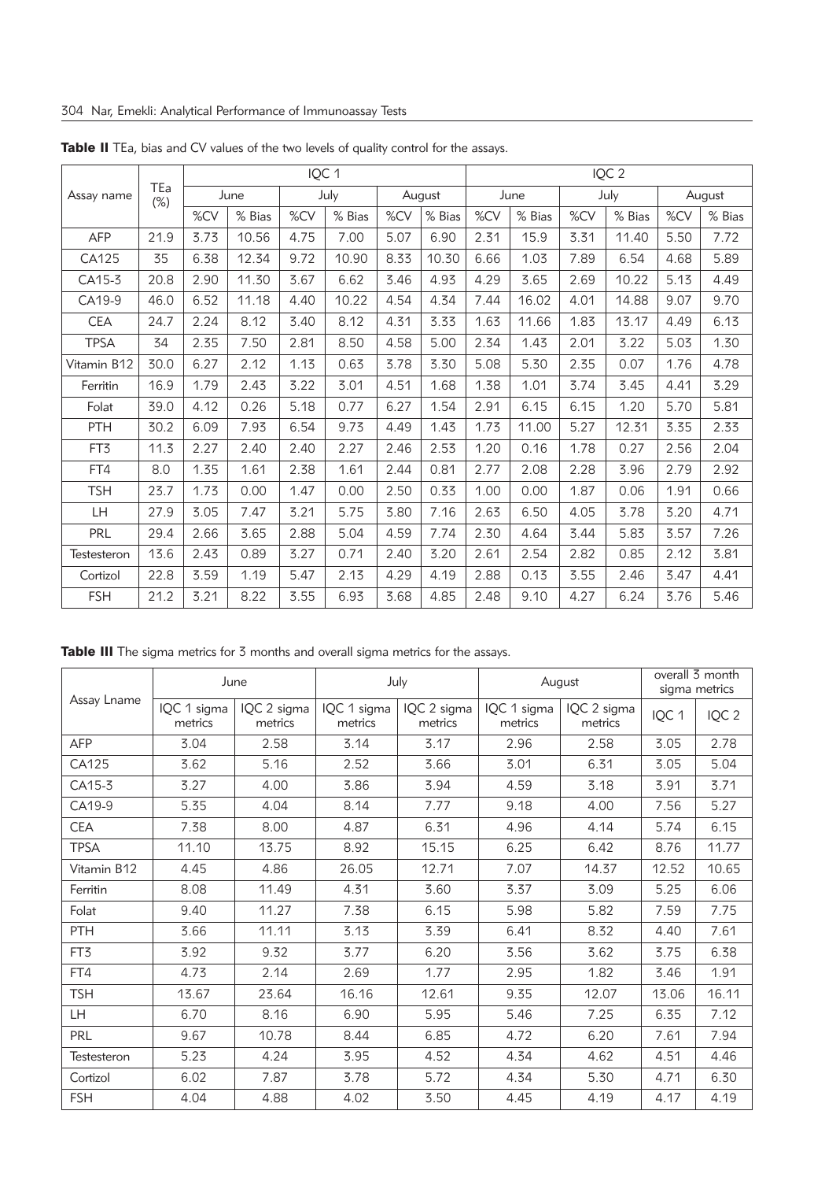**Table II** TEa, bias and CV values of the two levels of quality control for the assays.

| Assay name | TEa (%) | IQC 1 | | | | | | IQC 2 | | | | | |
|---|---|---|---|---|---|---|---|---|---|---|---|---|---|
| | | June | | July | | August | | June | | July | | August | |
| | | %CV | % Bias | %CV | % Bias | %CV | % Bias | %CV | % Bias | %CV | % Bias | %CV | % Bias |
| AFP | 21.9 | 3.73 | 10.56 | 4.75 | 7.00 | 5.07 | 6.90 | 2.31 | 15.9 | 3.31 | 11.40 | 5.50 | 7.72 |
| CA125 | 35 | 6.38 | 12.34 | 9.72 | 10.90 | 8.33 | 10.30 | 6.66 | 1.03 | 7.89 | 6.54 | 4.68 | 5.89 |
| CA15-3 | 20.8 | 2.90 | 11.30 | 3.67 | 6.62 | 3.46 | 4.93 | 4.29 | 3.65 | 2.69 | 10.22 | 5.13 | 4.49 |
| CA19-9 | 46.0 | 6.52 | 11.18 | 4.40 | 10.22 | 4.54 | 4.34 | 7.44 | 16.02 | 4.01 | 14.88 | 9.07 | 9.70 |
| CEA | 24.7 | 2.24 | 8.12 | 3.40 | 8.12 | 4.31 | 3.33 | 1.63 | 11.66 | 1.83 | 13.17 | 4.49 | 6.13 |
| TPSA | 34 | 2.35 | 7.50 | 2.81 | 8.50 | 4.58 | 5.00 | 2.34 | 1.43 | 2.01 | 3.22 | 5.03 | 1.30 |
| Vitamin B12 | 30.0 | 6.27 | 2.12 | 1.13 | 0.63 | 3.78 | 3.30 | 5.08 | 5.30 | 2.35 | 0.07 | 1.76 | 4.78 |
| Ferritin | 16.9 | 1.79 | 2.43 | 3.22 | 3.01 | 4.51 | 1.68 | 1.38 | 1.01 | 3.74 | 3.45 | 4.41 | 3.29 |
| Folat | 39.0 | 4.12 | 0.26 | 5.18 | 0.77 | 6.27 | 1.54 | 2.91 | 6.15 | 6.15 | 1.20 | 5.70 | 5.81 |
| PTH | 30.2 | 6.09 | 7.93 | 6.54 | 9.73 | 4.49 | 1.43 | 1.73 | 11.00 | 5.27 | 12.31 | 3.35 | 2.33 |
| FT3 | 11.3 | 2.27 | 2.40 | 2.40 | 2.27 | 2.46 | 2.53 | 1.20 | 0.16 | 1.78 | 0.27 | 2.56 | 2.04 |
| FT4 | 8.0 | 1.35 | 1.61 | 2.38 | 1.61 | 2.44 | 0.81 | 2.77 | 2.08 | 2.28 | 3.96 | 2.79 | 2.92 |
| TSH | 23.7 | 1.73 | 0.00 | 1.47 | 0.00 | 2.50 | 0.33 | 1.00 | 0.00 | 1.87 | 0.06 | 1.91 | 0.66 |
| LH | 27.9 | 3.05 | 7.47 | 3.21 | 5.75 | 3.80 | 7.16 | 2.63 | 6.50 | 4.05 | 3.78 | 3.20 | 4.71 |
| PRL | 29.4 | 2.66 | 3.65 | 2.88 | 5.04 | 4.59 | 7.74 | 2.30 | 4.64 | 3.44 | 5.83 | 3.57 | 7.26 |
| Testesteron | 13.6 | 2.43 | 0.89 | 3.27 | 0.71 | 2.40 | 3.20 | 2.61 | 2.54 | 2.82 | 0.85 | 2.12 | 3.81 |
| Cortizol | 22.8 | 3.59 | 1.19 | 5.47 | 2.13 | 4.29 | 4.19 | 2.88 | 0.13 | 3.55 | 2.46 | 3.47 | 4.41 |
| FSH | 21.2 | 3.21 | 8.22 | 3.55 | 6.93 | 3.68 | 4.85 | 2.48 | 9.10 | 4.27 | 6.24 | 3.76 | 5.46 |

**Table III** The sigma metrics for 3 months and overall sigma metrics for the assays.

| Assay Lname | June | | July | | August | | overall 3 month sigma metrics | |
|---|---|---|---|---|---|---|---|---|
| | IQC 1 sigma metrics | IQC 2 sigma metrics | IQC 1 sigma metrics | IQC 2 sigma metrics | IQC 1 sigma metrics | IQC 2 sigma metrics | IQC 1 | IQC 2 |
| AFP | 3.04 | 2.58 | 3.14 | 3.17 | 2.96 | 2.58 | 3.05 | 2.78 |
| CA125 | 3.62 | 5.16 | 2.52 | 3.66 | 3.01 | 6.31 | 3.05 | 5.04 |
| CA15-3 | 3.27 | 4.00 | 3.86 | 3.94 | 4.59 | 3.18 | 3.91 | 3.71 |
| CA19-9 | 5.35 | 4.04 | 8.14 | 7.77 | 9.18 | 4.00 | 7.56 | 5.27 |
| CEA | 7.38 | 8.00 | 4.87 | 6.31 | 4.96 | 4.14 | 5.74 | 6.15 |
| TPSA | 11.10 | 13.75 | 8.92 | 15.15 | 6.25 | 6.42 | 8.76 | 11.77 |
| Vitamin B12 | 4.45 | 4.86 | 26.05 | 12.71 | 7.07 | 14.37 | 12.52 | 10.65 |
| Ferritin | 8.08 | 11.49 | 4.31 | 3.60 | 3.37 | 3.09 | 5.25 | 6.06 |
| Folat | 9.40 | 11.27 | 7.38 | 6.15 | 5.98 | 5.82 | 7.59 | 7.75 |
| PTH | 3.66 | 11.11 | 3.13 | 3.39 | 6.41 | 8.32 | 4.40 | 7.61 |
| FT3 | 3.92 | 9.32 | 3.77 | 6.20 | 3.56 | 3.62 | 3.75 | 6.38 |
| FT4 | 4.73 | 2.14 | 2.69 | 1.77 | 2.95 | 1.82 | 3.46 | 1.91 |
| TSH | 13.67 | 23.64 | 16.16 | 12.61 | 9.35 | 12.07 | 13.06 | 16.11 |
| LH | 6.70 | 8.16 | 6.90 | 5.95 | 5.46 | 7.25 | 6.35 | 7.12 |
| PRL | 9.67 | 10.78 | 8.44 | 6.85 | 4.72 | 6.20 | 7.61 | 7.94 |
| Testesteron | 5.23 | 4.24 | 3.95 | 4.52 | 4.34 | 4.62 | 4.51 | 4.46 |
| Cortizol | 6.02 | 7.87 | 3.78 | 5.72 | 4.34 | 5.30 | 4.71 | 6.30 |
| FSH | 4.04 | 4.88 | 4.02 | 3.50 | 4.45 | 4.19 | 4.17 | 4.19 |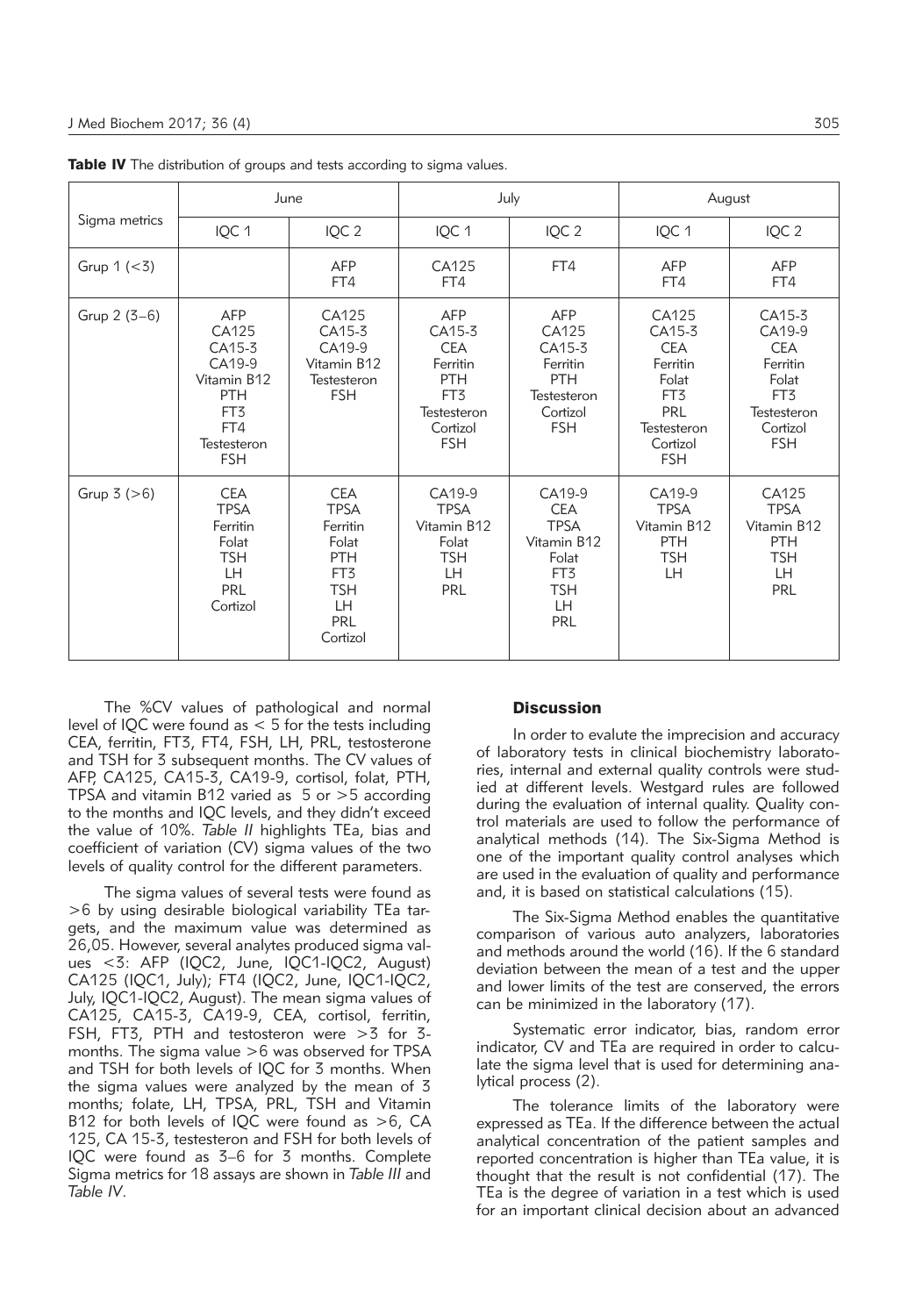**Table IV** The distribution of groups and tests according to sigma values.

| Sigma metrics | June | | July | | August | |
|---|---|---|---|---|---|---|
| | IQC 1 | IQC 2 | IQC 1 | IQC 2 | IQC 1 | IQC 2 |
| Grup 1 (<3) | | AFP FT4 | CA125 FT4 | FT4 | AFP FT4 | AFP FT4 |
| Grup 2 (3–6) | AFP CA125 CA15-3 CA19-9 Vitamin B12 PTH FT3 FT4 Testesteron FSH | CA125 CA15-3 CA19-9 Vitamin B12 Testesteron FSH | AFP CA15-3 CEA Ferritin PTH FT3 Testesteron Cortizol FSH | AFP CA125 CA15-3 Ferritin PTH Testesteron Cortizol FSH | CA125 CA15-3 CEA Ferritin Folat FT3 PRL Testesteron Cortizol FSH | CA15-3 CA19-9 CEA Ferritin Folat FT3 Testesteron Cortizol FSH |
| Grup 3 (>6) | CEA TPSA Ferritin Folat TSH LH PRL Cortizol | CEA TPSA Ferritin Folat PTH FT3 TSH LH PRL Cortizol | CA19-9 TPSA Vitamin B12 Folat TSH LH PRL | CA19-9 CEA TPSA Vitamin B12 Folat FT3 TSH LH PRL | CA19-9 TPSA Vitamin B12 PTH TSH LH | CA125 TPSA Vitamin B12 PTH TSH LH PRL |

The %CV values of pathological and normal level of IQC were found as < 5 for the tests including CEA, ferritin, FT3, FT4, FSH, LH, PRL, testosterone and TSH for 3 subsequent months. The CV values of AFP, CA125, CA15-3, CA19-9, cortisol, folat, PTH, TPSA and vitamin B12 varied as 5 or >5 according to the months and IQC levels, and they didn't exceed the value of 10%. *Table II* highlights TEa, bias and coefficient of variation (CV) sigma values of the two levels of quality control for the different parameters.

The sigma values of several tests were found as >6 by using desirable biological variability TEa targets, and the maximum value was determined as 26,05. However, several analytes produced sigma values <3: AFP (IQC2, June, IQC1-IQC2, August) CA125 (IQC1, July); FT4 (IQC2, June, IQC1-IQC2, July, IQC1-IQC2, August). The mean sigma values of CA125, CA15-3, CA19-9, CEA, cortisol, ferritin, FSH, FT3, PTH and testosteron were >3 for 3-months. The sigma value >6 was observed for TPSA and TSH for both levels of IQC for 3 months. When the sigma values were analyzed by the mean of 3 months; folate, LH, TPSA, PRL, TSH and Vitamin B12 for both levels of IQC were found as >6, CA 125, CA 15-3, testesteron and FSH for both levels of IQC were found as 3–6 for 3 months. Complete Sigma metrics for 18 assays are shown in *Table III* and *Table IV*.

## Discussion

In order to evalute the imprecision and accuracy of laboratory tests in clinical biochemistry laboratories, internal and external quality controls were studied at different levels. Westgard rules are followed during the evaluation of internal quality. Quality control materials are used to follow the performance of analytical methods (14). The Six-Sigma Method is one of the important quality control analyses which are used in the evaluation of quality and performance and, it is based on statistical calculations (15).

The Six-Sigma Method enables the quantitative comparison of various auto analyzers, laboratories and methods around the world (16). If the 6 standard deviation between the mean of a test and the upper and lower limits of the test are conserved, the errors can be minimized in the laboratory (17).

Systematic error indicator, bias, random error indicator, CV and TEa are required in order to calculate the sigma level that is used for determining analytical process (2).

The tolerance limits of the laboratory were expressed as TEa. If the difference between the actual analytical concentration of the patient samples and reported concentration is higher than TEa value, it is thought that the result is not confidential (17). The TEa is the degree of variation in a test which is used for an important clinical decision about an advanced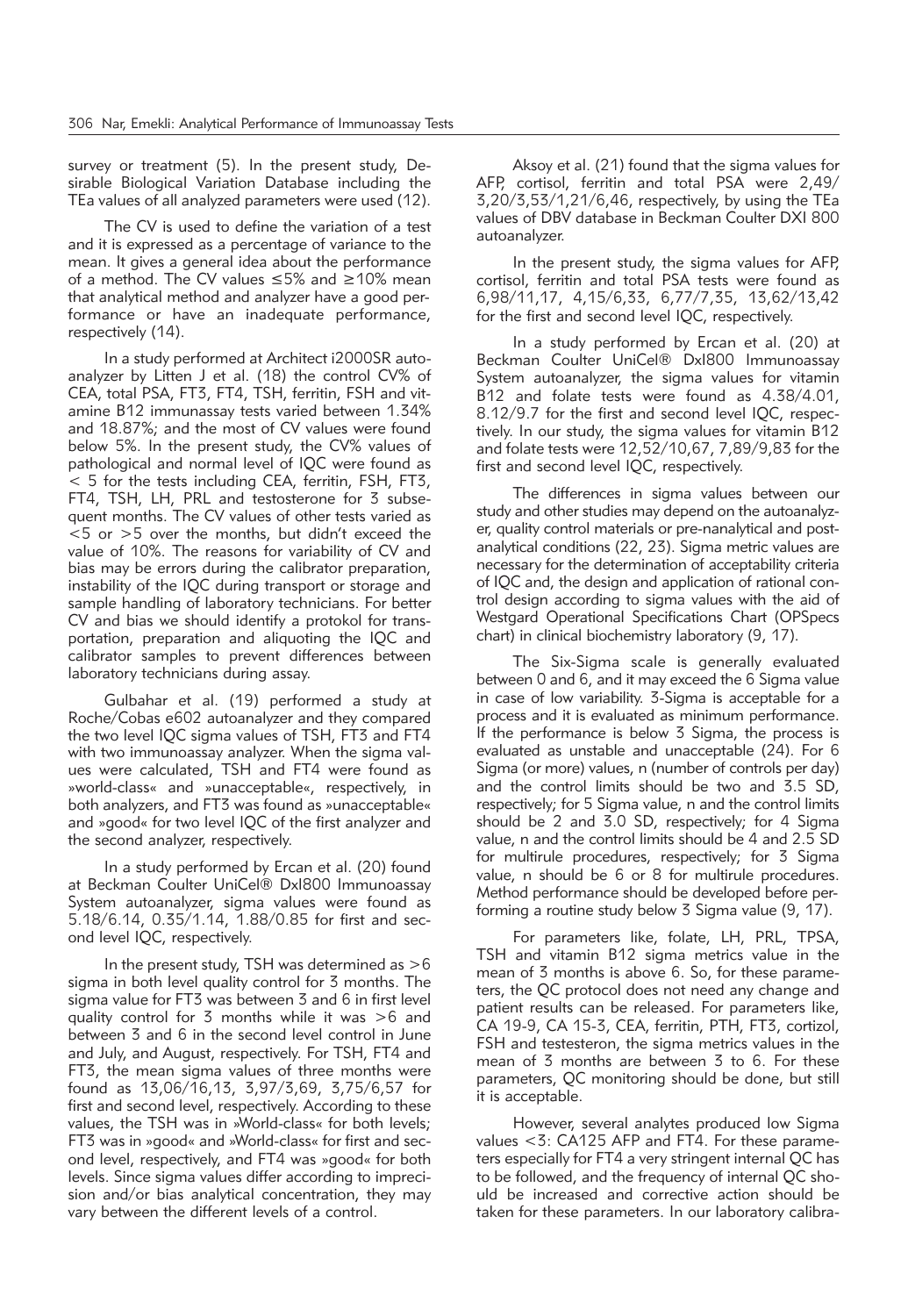survey or treatment (5). In the present study, Desirable Biological Variation Database including the TEa values of all analyzed parameters were used (12).

The CV is used to define the variation of a test and it is expressed as a percentage of variance to the mean. It gives a general idea about the performance of a method. The CV values ≤5% and ≥10% mean that analytical method and analyzer have a good performance or have an inadequate performance, respectively (14).

In a study performed at Architect i2000SR autoanalyzer by Litten J et al. (18) the control CV% of CEA, total PSA, FT3, FT4, TSH, ferritin, FSH and vitamine B12 immunassay tests varied between 1.34% and 18.87%; and the most of CV values were found below 5%. In the present study, the CV% values of pathological and normal level of IQC were found as < 5 for the tests including CEA, ferritin, FSH, FT3, FT4, TSH, LH, PRL and testosterone for 3 subsequent months. The CV values of other tests varied as <5 or >5 over the months, but didn't exceed the value of 10%. The reasons for variability of CV and bias may be errors during the calibrator preparation, instability of the IQC during transport or storage and sample handling of laboratory technicians. For better CV and bias we should identify a protokol for transportation, preparation and aliquoting the IQC and calibrator samples to prevent differences between laboratory technicians during assay.

Gulbahar et al. (19) performed a study at Roche/Cobas e602 autoanalyzer and they compared the two level IQC sigma values of TSH, FT3 and FT4 with two immunoassay analyzer. When the sigma values were calculated, TSH and FT4 were found as »world-class« and »unacceptable«, respectively, in both analyzers, and FT3 was found as »unacceptable« and »good« for two level IQC of the first analyzer and the second analyzer, respectively.

In a study performed by Ercan et al. (20) found at Beckman Coulter UniCel® DxI800 Immunoassay System autoanalyzer, sigma values were found as 5.18/6.14, 0.35/1.14, 1.88/0.85 for first and second level IQC, respectively.

In the present study, TSH was determined as >6 sigma in both level quality control for 3 months. The sigma value for FT3 was between 3 and 6 in first level quality control for 3 months while it was >6 and between 3 and 6 in the second level control in June and July, and August, respectively. For TSH, FT4 and FT3, the mean sigma values of three months were found as 13,06/16,13, 3,97/3,69, 3,75/6,57 for first and second level, respectively. According to these values, the TSH was in »World-class« for both levels; FT3 was in »good« and »World-class« for first and second level, respectively, and FT4 was »good« for both levels. Since sigma values differ according to imprecision and/or bias analytical concentration, they may vary between the different levels of a control.

Aksoy et al. (21) found that the sigma values for AFP, cortisol, ferritin and total PSA were 2,49/ 3,20/3,53/1,21/6,46, respectively, by using the TEa values of DBV database in Beckman Coulter DXI 800 autoanalyzer.

In the present study, the sigma values for AFP, cortisol, ferritin and total PSA tests were found as 6,98/11,17, 4,15/6,33, 6,77/7,35, 13,62/13,42 for the first and second level IQC, respectively.

In a study performed by Ercan et al. (20) at Beckman Coulter UniCel® DxI800 Immunoassay System autoanalyzer, the sigma values for vitamin B12 and folate tests were found as 4.38/4.01, 8.12/9.7 for the first and second level IQC, respectively. In our study, the sigma values for vitamin B12 and folate tests were 12,52/10,67, 7,89/9,83 for the first and second level IQC, respectively.

The differences in sigma values between our study and other studies may depend on the autoanalyzer, quality control materials or pre-nanalytical and postanalytical conditions (22, 23). Sigma metric values are necessary for the determination of acceptability criteria of IQC and, the design and application of rational control design according to sigma values with the aid of Westgard Operational Specifications Chart (OPSpecs chart) in clinical biochemistry laboratory (9, 17).

The Six-Sigma scale is generally evaluated between 0 and 6, and it may exceed the 6 Sigma value in case of low variability. 3-Sigma is acceptable for a process and it is evaluated as minimum performance. If the performance is below 3 Sigma, the process is evaluated as unstable and unacceptable (24). For 6 Sigma (or more) values, n (number of controls per day) and the control limits should be two and 3.5 SD, respectively; for 5 Sigma value, n and the control limits should be 2 and 3.0 SD, respectively; for 4 Sigma value, n and the control limits should be 4 and 2.5 SD for multirule procedures, respectively; for 3 Sigma value, n should be 6 or 8 for multirule procedures. Method performance should be developed before performing a routine study below 3 Sigma value (9, 17).

For parameters like, folate, LH, PRL, TPSA, TSH and vitamin B12 sigma metrics value in the mean of 3 months is above 6. So, for these parameters, the QC protocol does not need any change and patient results can be released. For parameters like, CA 19-9, CA 15-3, CEA, ferritin, PTH, FT3, cortizol, FSH and testesteron, the sigma metrics values in the mean of 3 months are between 3 to 6. For these parameters, QC monitoring should be done, but still it is acceptable.

However, several analytes produced low Sigma values <3: CA125 AFP and FT4. For these parameters especially for FT4 a very stringent internal QC has to be followed, and the frequency of internal QC should be increased and corrective action should be taken for these parameters. In our laboratory calibra-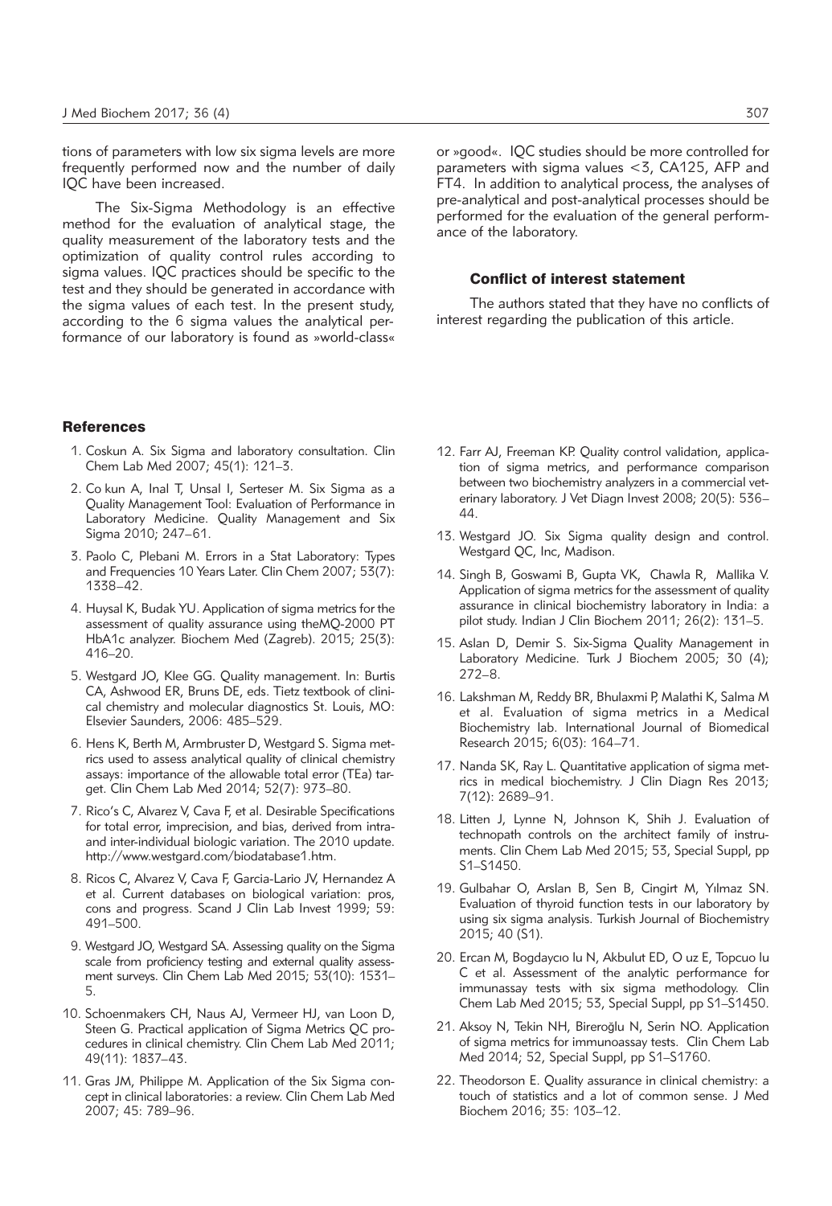tions of parameters with low six sigma levels are more frequently performed now and the number of daily IQC have been increased.

The Six-Sigma Methodology is an effective method for the evaluation of analytical stage, the quality measurement of the laboratory tests and the optimization of quality control rules according to sigma values. IQC practices should be specific to the test and they should be generated in accordance with the sigma values of each test. In the present study, according to the 6 sigma values the analytical performance of our laboratory is found as »world-class« or »good«. IQC studies should be more controlled for parameters with sigma values <3, CA125, AFP and FT4. In addition to analytical process, the analyses of pre-analytical and post-analytical processes should be performed for the evaluation of the general performance of the laboratory.

### Conflict of interest statement

The authors stated that they have no conflicts of interest regarding the publication of this article.

## References

1. Coskun A. Six Sigma and laboratory consultation. Clin Chem Lab Med 2007; 45(1): 121–3.
2. Co kun A, Inal T, Unsal I, Serteser M. Six Sigma as a Quality Management Tool: Evaluation of Performance in Laboratory Medicine. Quality Management and Six Sigma 2010; 247–61.
3. Paolo C, Plebani M. Errors in a Stat Laboratory: Types and Frequencies 10 Years Later. Clin Chem 2007; 53(7): 1338–42.
4. Huysal K, Budak YU. Application of sigma metrics for the assessment of quality assurance using theMQ-2000 PT HbA1c analyzer. Biochem Med (Zagreb). 2015; 25(3): 416–20.
5. Westgard JO, Klee GG. Quality management. In: Burtis CA, Ashwood ER, Bruns DE, eds. Tietz textbook of clinical chemistry and molecular diagnostics St. Louis, MO: Elsevier Saunders, 2006: 485–529.
6. Hens K, Berth M, Armbruster D, Westgard S. Sigma metrics used to assess analytical quality of clinical chemistry assays: importance of the allowable total error (TEa) target. Clin Chem Lab Med 2014; 52(7): 973–80.
7. Rico's C, Alvarez V, Cava F, et al. Desirable Specifications for total error, imprecision, and bias, derived from intra- and inter-individual biologic variation. The 2010 update. http://www.westgard.com/biodatabase1.htm.
8. Ricos C, Alvarez V, Cava F, Garcia-Lario JV, Hernandez A et al. Current databases on biological variation: pros, cons and progress. Scand J Clin Lab Invest 1999; 59: 491–500.
9. Westgard JO, Westgard SA. Assessing quality on the Sigma scale from proficiency testing and external quality assessment surveys. Clin Chem Lab Med 2015; 53(10): 1531–5.
10. Schoenmakers CH, Naus AJ, Vermeer HJ, van Loon D, Steen G. Practical application of Sigma Metrics QC procedures in clinical chemistry. Clin Chem Lab Med 2011; 49(11): 1837–43.
11. Gras JM, Philippe M. Application of the Six Sigma concept in clinical laboratories: a review. Clin Chem Lab Med 2007; 45: 789–96.
12. Farr AJ, Freeman KP. Quality control validation, application of sigma metrics, and performance comparison between two biochemistry analyzers in a commercial veterinary laboratory. J Vet Diagn Invest 2008; 20(5): 536–44.
13. Westgard JO. Six Sigma quality design and control. Westgard QC, Inc, Madison.
14. Singh B, Goswami B, Gupta VK, Chawla R, Mallika V. Application of sigma metrics for the assessment of quality assurance in clinical biochemistry laboratory in India: a pilot study. Indian J Clin Biochem 2011; 26(2): 131–5.
15. Aslan D, Demir S. Six-Sigma Quality Management in Laboratory Medicine. Turk J Biochem 2005; 30 (4); 272–8.
16. Lakshman M, Reddy BR, Bhulaxmi P, Malathi K, Salma M et al. Evaluation of sigma metrics in a Medical Biochemistry lab. International Journal of Biomedical Research 2015; 6(03): 164–71.
17. Nanda SK, Ray L. Quantitative application of sigma metrics in medical biochemistry. J Clin Diagn Res 2013; 7(12): 2689–91.
18. Litten J, Lynne N, Johnson K, Shih J. Evaluation of technopath controls on the architect family of instruments. Clin Chem Lab Med 2015; 53, Special Suppl, pp S1–S1450.
19. Gulbahar O, Arslan B, Sen B, Cingirt M, Yılmaz SN. Evaluation of thyroid function tests in our laboratory by using six sigma analysis. Turkish Journal of Biochemistry 2015; 40 (S1).
20. Ercan M, Bogdaycıo lu N, Akbulut ED, O uz E, Topcuo lu C et al. Assessment of the analytic performance for immunassay tests with six sigma methodology. Clin Chem Lab Med 2015; 53, Special Suppl, pp S1–S1450.
21. Aksoy N, Tekin NH, Bireroğlu N, Serin NO. Application of sigma metrics for immunoassay tests. Clin Chem Lab Med 2014; 52, Special Suppl, pp S1–S1760.
22. Theodorson E. Quality assurance in clinical chemistry: a touch of statistics and a lot of common sense. J Med Biochem 2016; 35: 103–12.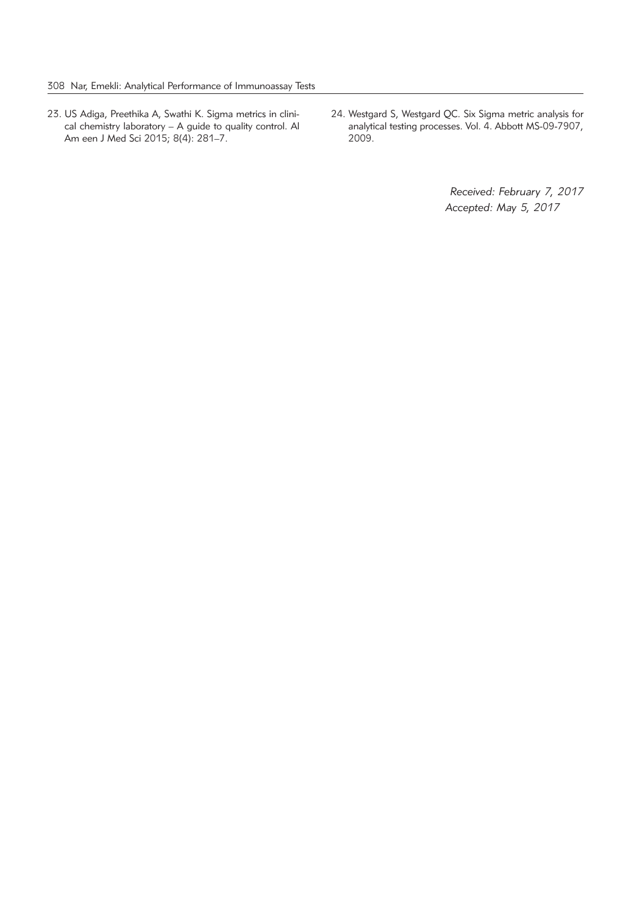23. US Adiga, Preethika A, Swathi K. Sigma metrics in clinical chemistry laboratory – A guide to quality control. Al Am een J Med Sci 2015; 8(4): 281–7.

24. Westgard S, Westgard QC. Six Sigma metric analysis for analytical testing processes. Vol. 4. Abbott MS-09-7907, 2009.

*Received: February 7, 2017*
*Accepted: May 5, 2017*